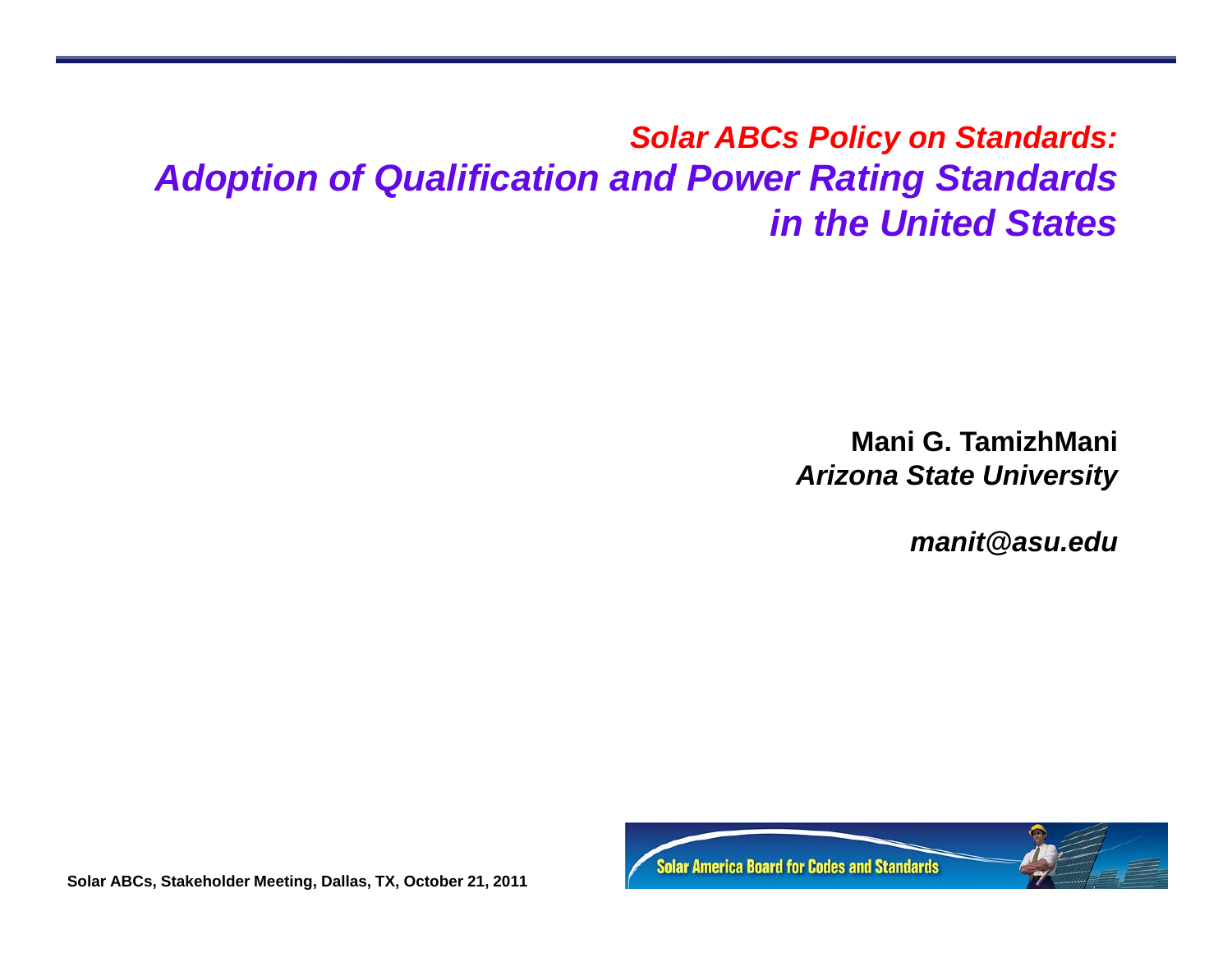# *Solar ABCs Policy on Standards: Adoption of Qualification and Power Rating Standards in the United States*

**Mani G. TamizhMani**

***Arizona State University***

***manit@asu.edu***

**Solar ABCs, Stakeholder Meeting, Dallas, TX, October 21, 2011**

Solar America Board for Codes and Standards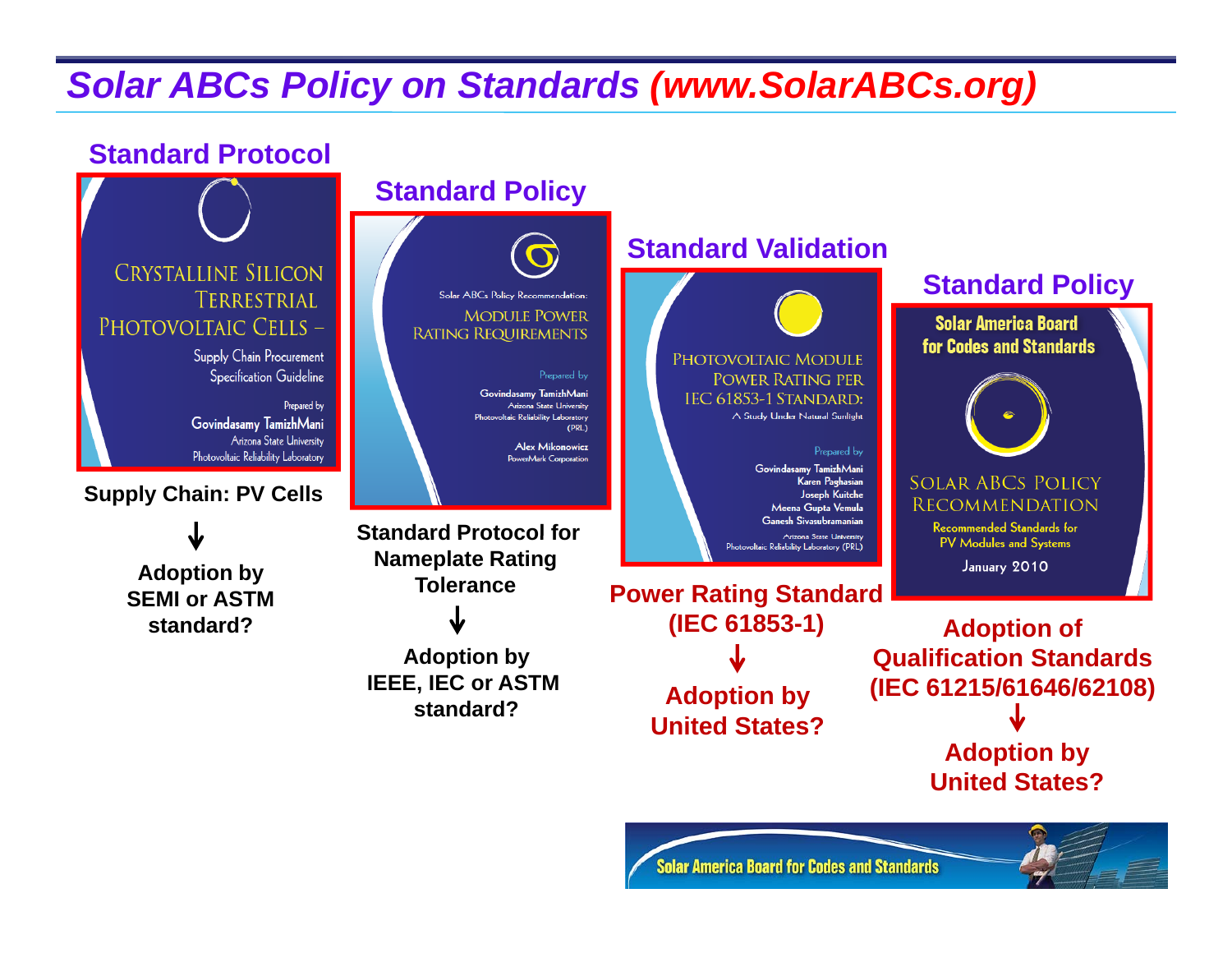# Solar ABCs Policy on Standards (www.SolarABCs.org)

## Standard Protocol

**CRYSTALLINE SILICON TERRESTRIAL PHOTOVOLTAIC CELLS – Supply Chain Procurement Specification Guideline**

Prepared by Govindasamy TamizhMani, Arizona State University, Photovoltaic Reliability Laboratory

**Supply Chain: PV Cells**

↓

**Adoption by SEMI or ASTM standard?**

## Standard Policy

**Solar ABCs Policy Recommendation: MODULE POWER RATING REQUIREMENTS**

Prepared by Govindasamy TamizhMani, Arizona State University, Photovoltaic Reliability Laboratory (PRL); Alex Mikonowicz, PowerMark Corporation

**Standard Protocol for Nameplate Rating Tolerance**

↓

**Adoption by IEEE, IEC or ASTM standard?**

## Standard Validation

**PHOTOVOLTAIC MODULE POWER RATING PER IEC 61853-1 STANDARD: A Study Under Natural Sunlight**

Prepared by Govindasamy TamizhMani, Karen Paghasian, Joseph Kuitche, Meena Gupta Vemula, Ganesh Sivasubramanian, Arizona State University, Photovoltaic Reliability Laboratory (PRL)

**Power Rating Standard (IEC 61853-1)**

↓

**Adoption by United States?**

## Standard Policy

**Solar America Board for Codes and Standards — SOLAR ABCs POLICY RECOMMENDATION: Recommended Standards for PV Modules and Systems, January 2010**

**Adoption of Qualification Standards (IEC 61215/61646/62108)**

↓

**Adoption by United States?**

Solar America Board for Codes and Standards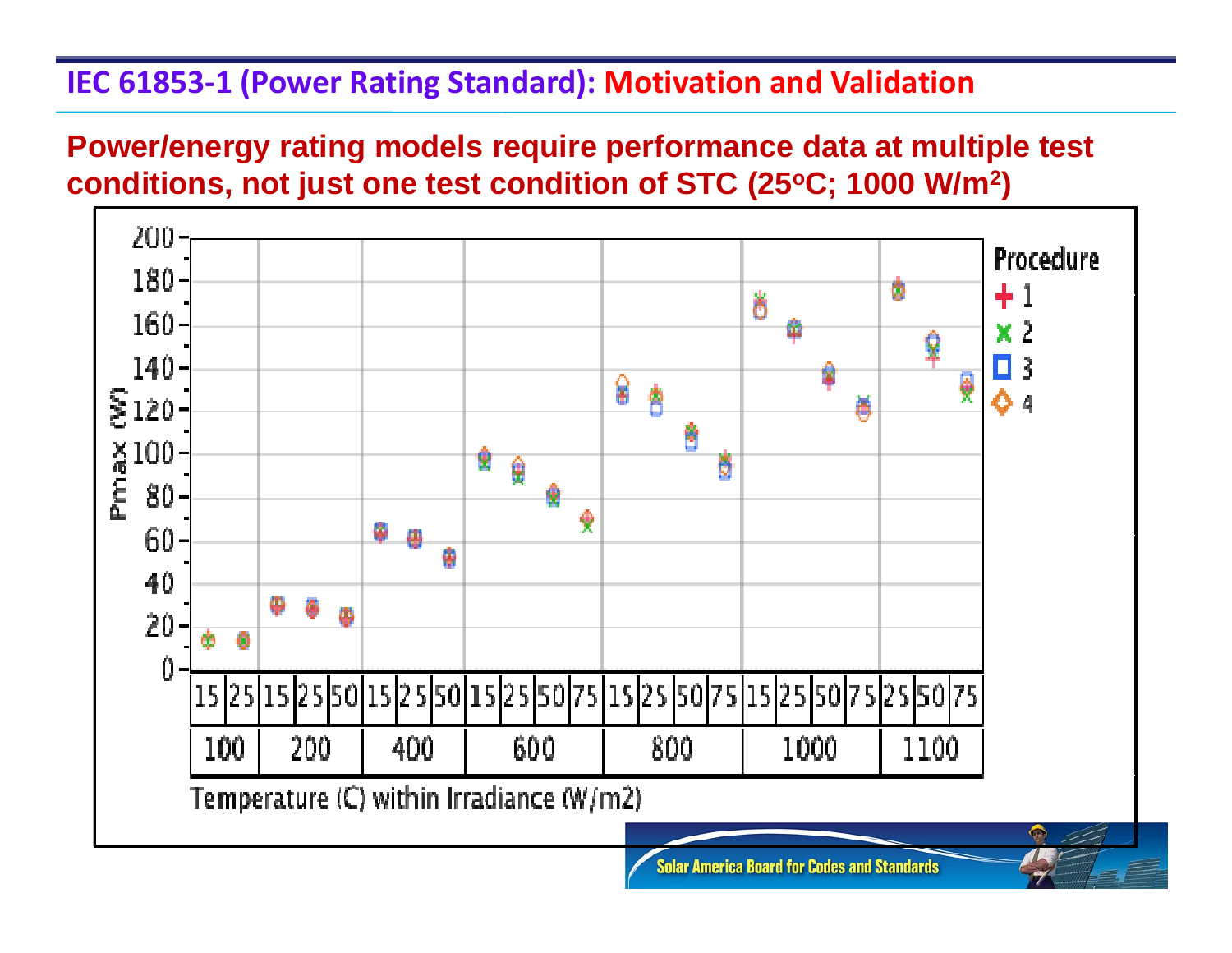## IEC 61853-1 (Power Rating Standard): Motivation and Validation

**Power/energy rating models require performance data at multiple test conditions, not just one test condition of STC (25°C; 1000 W/m²)**

Procedure: 1, 2, 3, 4

Pmax (W)

| Irradiance (W/m2) | 100 | | 200 | | | 400 | | | 600 | | | | 800 | | | | 1000 | | | | 1100 | | |
|---|---|---|---|---|---|---|---|---|---|---|---|---|---|---|---|---|---|---|---|---|---|---|---|
| Temperature (C) | 15 | 25 | 15 | 25 | 50 | 15 | 25 | 50 | 15 | 25 | 50 | 75 | 15 | 25 | 50 | 75 | 15 | 25 | 50 | 75 | 25 | 50 | 75 |

Temperature (C) within Irradiance (W/m2)

Solar America Board for Codes and Standards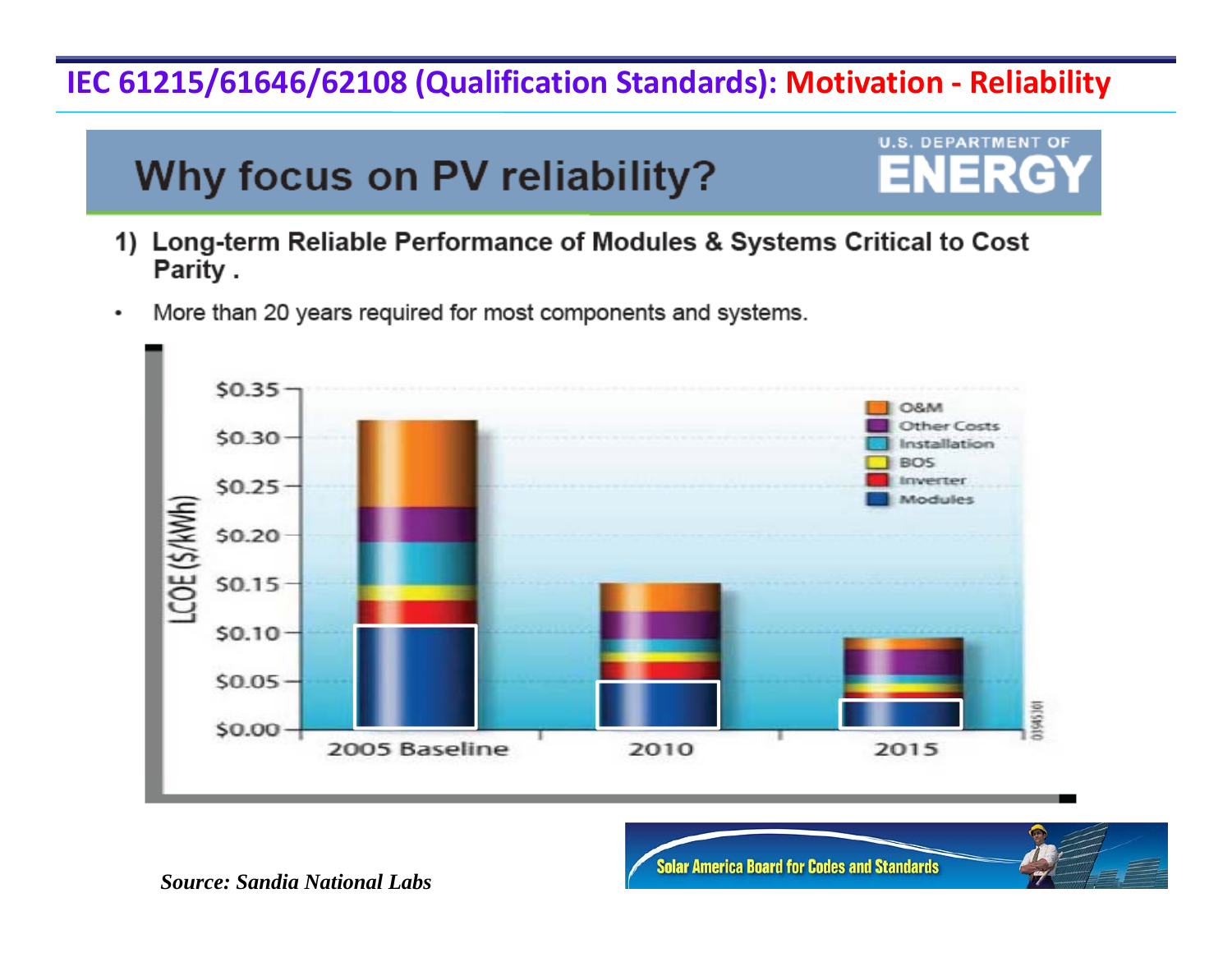# IEC 61215/61646/62108 (Qualification Standards): Motivation - Reliability

## Why focus on PV reliability?

U.S. DEPARTMENT OF ENERGY

1) **Long-term Reliable Performance of Modules & Systems Critical to Cost Parity .**

- More than 20 years required for most components and systems.

LCOE ($/kWh)

$0.35
$0.30
$0.25
$0.20
$0.15
$0.10
$0.05
$0.00

2005 Baseline | 2010 | 2015

O&M
Other Costs
Installation
BOS
Inverter
Modules

*Source: Sandia National Labs*

Solar America Board for Codes and Standards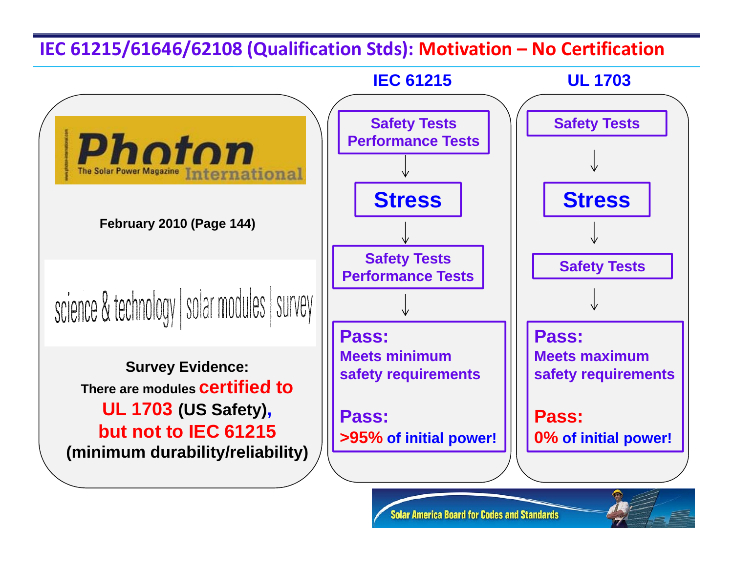# IEC 61215/61646/62108 (Qualification Stds): Motivation – No Certification

Photon International – The Solar Power Magazine

**February 2010 (Page 144)**

science & technology | solar modules | survey

**Survey Evidence:**
**There are modules certified to UL 1703 (US Safety), but not to IEC 61215 (minimum durability/reliability)**

| IEC 61215 | UL 1703 |
|---|---|
| Safety Tests, Performance Tests | Safety Tests |
| ↓ | ↓ |
| **Stress** | **Stress** |
| ↓ | ↓ |
| Safety Tests, Performance Tests | Safety Tests |
| ↓ | ↓ |
| **Pass:** Meets minimum safety requirements | **Pass:** Meets maximum safety requirements |
| **Pass:** >95% of initial power! | **Pass:** 0% of initial power! |

Solar America Board for Codes and Standards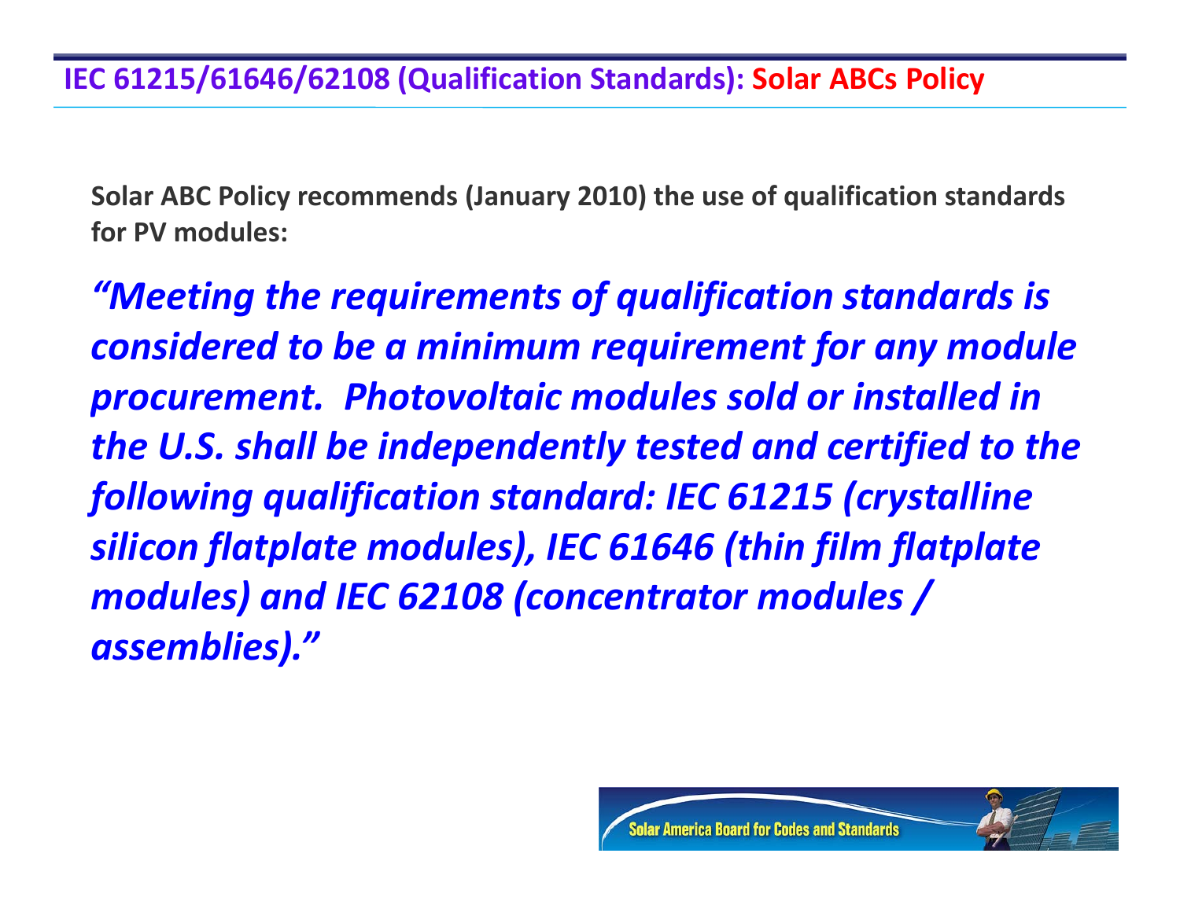## IEC 61215/61646/62108 (Qualification Standards): Solar ABCs Policy

**Solar ABC Policy recommends (January 2010) the use of qualification standards for PV modules:**

***"Meeting the requirements of qualification standards is considered to be a minimum requirement for any module procurement. Photovoltaic modules sold or installed in the U.S. shall be independently tested and certified to the following qualification standard: IEC 61215 (crystalline silicon flatplate modules), IEC 61646 (thin film flatplate modules) and IEC 62108 (concentrator modules / assemblies)."***

Solar America Board for Codes and Standards